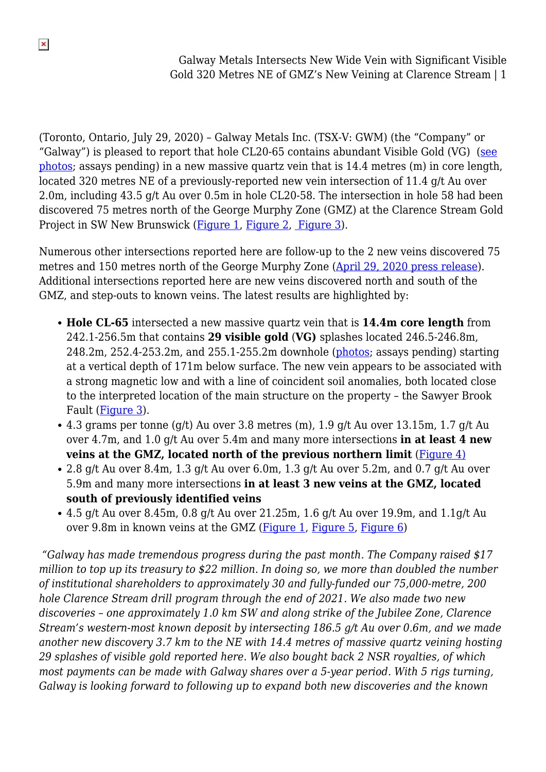(Toronto, Ontario, July 29, 2020) – Galway Metals Inc. (TSX-V: GWM) (the "Company" or "Galway") is pleased to report that hole CL20-65 contains abundant Visible Gold (VG) (see photos; assays pending) in a new massive quartz vein that is 14.4 metres (m) in core length, located 320 metres NE of a previously-reported new vein intersection of 11.4 g/t Au over 2.0m, including 43.5 g/t Au over 0.5m in hole CL20-58. The intersection in hole 58 had been discovered 75 metres north of the George Murphy Zone (GMZ) at the Clarence Stream Gold Project in SW New Brunswick (Figure 1, Figure 2, Figure 3).

Numerous other intersections reported here are follow-up to the 2 new veins discovered 75 metres and 150 metres north of the George Murphy Zone (April 29, 2020 press release). Additional intersections reported here are new veins discovered north and south of the GMZ, and step-outs to known veins. The latest results are highlighted by:

- **Hole CL-65** intersected a new massive quartz vein that is **14.4m core length** from 242.1-256.5m that contains **29 visible gold (VG)** splashes located 246.5-246.8m, 248.2m, 252.4-253.2m, and 255.1-255.2m downhole (photos; assays pending) starting at a vertical depth of 171m below surface. The new vein appears to be associated with a strong magnetic low and with a line of coincident soil anomalies, both located close to the interpreted location of the main structure on the property – the Sawyer Brook Fault (Figure 3).
- 4.3 grams per tonne (g/t) Au over 3.8 metres (m), 1.9 g/t Au over 13.15m, 1.7 g/t Au over 4.7m, and 1.0 g/t Au over 5.4m and many more intersections **in at least 4 new veins at the GMZ, located north of the previous northern limit** (Figure 4)
- 2.8 g/t Au over 8.4m, 1.3 g/t Au over 6.0m, 1.3 g/t Au over 5.2m, and 0.7 g/t Au over 5.9m and many more intersections **in at least 3 new veins at the GMZ, located south of previously identified veins**
- 4.5 g/t Au over 8.45m, 0.8 g/t Au over 21.25m, 1.6 g/t Au over 19.9m, and 1.1g/t Au over 9.8m in known veins at the GMZ (Figure 1, Figure 5, Figure 6)

*"Galway has made tremendous progress during the past month. The Company raised $17 million to top up its treasury to $22 million. In doing so, we more than doubled the number of institutional shareholders to approximately 30 and fully-funded our 75,000-metre, 200 hole Clarence Stream drill program through the end of 2021. We also made two new discoveries – one approximately 1.0 km SW and along strike of the Jubilee Zone, Clarence Stream's western-most known deposit by intersecting 186.5 g/t Au over 0.6m, and we made another new discovery 3.7 km to the NE with 14.4 metres of massive quartz veining hosting 29 splashes of visible gold reported here. We also bought back 2 NSR royalties, of which most payments can be made with Galway shares over a 5-year period. With 5 rigs turning, Galway is looking forward to following up to expand both new discoveries and the known*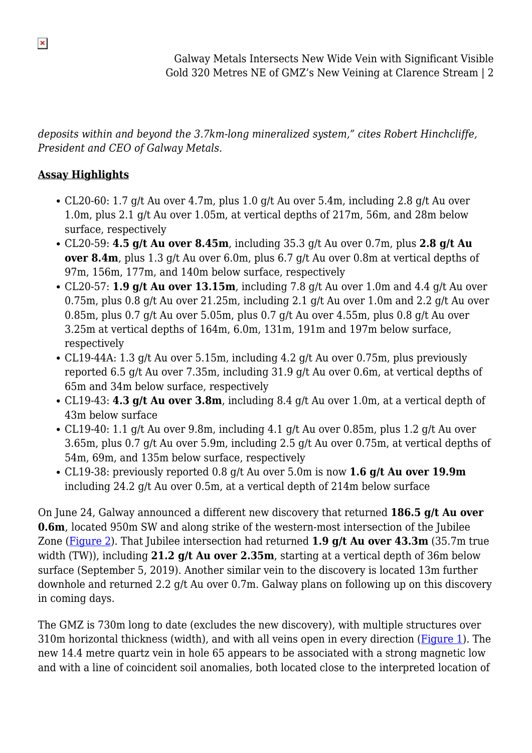*deposits within and beyond the 3.7km-long mineralized system," cites Robert Hinchcliffe, President and CEO of Galway Metals.*

**Assay Highlights**

- CL20-60: 1.7 g/t Au over 4.7m, plus 1.0 g/t Au over 5.4m, including 2.8 g/t Au over 1.0m, plus 2.1 g/t Au over 1.05m, at vertical depths of 217m, 56m, and 28m below surface, respectively
- CL20-59: **4.5 g/t Au over 8.45m**, including 35.3 g/t Au over 0.7m, plus **2.8 g/t Au over 8.4m**, plus 1.3 g/t Au over 6.0m, plus 6.7 g/t Au over 0.8m at vertical depths of 97m, 156m, 177m, and 140m below surface, respectively
- CL20-57: **1.9 g/t Au over 13.15m**, including 7.8 g/t Au over 1.0m and 4.4 g/t Au over 0.75m, plus 0.8 g/t Au over 21.25m, including 2.1 g/t Au over 1.0m and 2.2 g/t Au over 0.85m, plus 0.7 g/t Au over 5.05m, plus 0.7 g/t Au over 4.55m, plus 0.8 g/t Au over 3.25m at vertical depths of 164m, 6.0m, 131m, 191m and 197m below surface, respectively
- CL19-44A: 1.3 g/t Au over 5.15m, including 4.2 g/t Au over 0.75m, plus previously reported 6.5 g/t Au over 7.35m, including 31.9 g/t Au over 0.6m, at vertical depths of 65m and 34m below surface, respectively
- CL19-43: **4.3 g/t Au over 3.8m**, including 8.4 g/t Au over 1.0m, at a vertical depth of 43m below surface
- CL19-40: 1.1 g/t Au over 9.8m, including 4.1 g/t Au over 0.85m, plus 1.2 g/t Au over 3.65m, plus 0.7 g/t Au over 5.9m, including 2.5 g/t Au over 0.75m, at vertical depths of 54m, 69m, and 135m below surface, respectively
- CL19-38: previously reported 0.8 g/t Au over 5.0m is now **1.6 g/t Au over 19.9m** including 24.2 g/t Au over 0.5m, at a vertical depth of 214m below surface

On June 24, Galway announced a different new discovery that returned **186.5 g/t Au over 0.6m**, located 950m SW and along strike of the western-most intersection of the Jubilee Zone (Figure 2). That Jubilee intersection had returned **1.9 g/t Au over 43.3m** (35.7m true width (TW)), including **21.2 g/t Au over 2.35m**, starting at a vertical depth of 36m below surface (September 5, 2019). Another similar vein to the discovery is located 13m further downhole and returned 2.2 g/t Au over 0.7m. Galway plans on following up on this discovery in coming days.

The GMZ is 730m long to date (excludes the new discovery), with multiple structures over 310m horizontal thickness (width), and with all veins open in every direction (Figure 1). The new 14.4 metre quartz vein in hole 65 appears to be associated with a strong magnetic low and with a line of coincident soil anomalies, both located close to the interpreted location of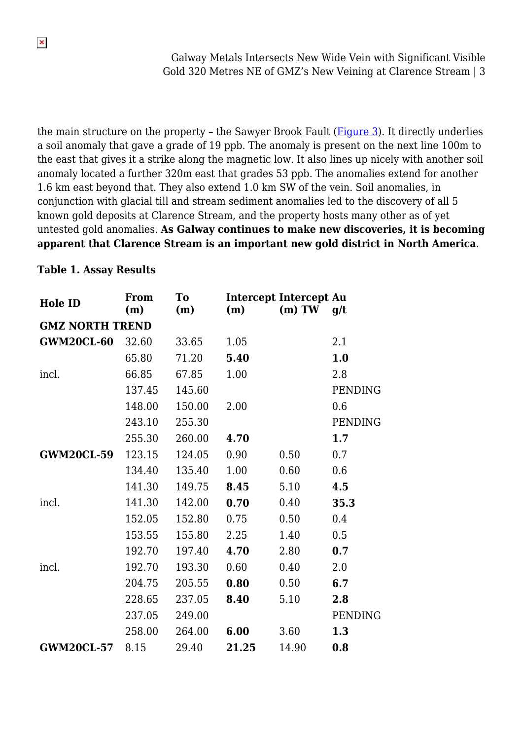the main structure on the property – the Sawyer Brook Fault ([Figure 3](#)). It directly underlies a soil anomaly that gave a grade of 19 ppb. The anomaly is present on the next line 100m to the east that gives it a strike along the magnetic low. It also lines up nicely with another soil anomaly located a further 320m east that grades 53 ppb. The anomalies extend for another 1.6 km east beyond that. They also extend 1.0 km SW of the vein. Soil anomalies, in conjunction with glacial till and stream sediment anomalies led to the discovery of all 5 known gold deposits at Clarence Stream, and the property hosts many other as of yet untested gold anomalies. **As Galway continues to make new discoveries, it is becoming apparent that Clarence Stream is an important new gold district in North America**.

**Table 1. Assay Results**

| Hole ID | From (m) | To (m) | Intercept (m) | Intercept (m) TW | Au g/t |
|---|---|---|---|---|---|
| **GMZ NORTH TREND** | | | | | |
| **GWM20CL-60** | 32.60 | 33.65 | 1.05 | | 2.1 |
| | 65.80 | 71.20 | **5.40** | | **1.0** |
| incl. | 66.85 | 67.85 | 1.00 | | 2.8 |
| | 137.45 | 145.60 | | | PENDING |
| | 148.00 | 150.00 | 2.00 | | 0.6 |
| | 243.10 | 255.30 | | | PENDING |
| | 255.30 | 260.00 | **4.70** | | **1.7** |
| **GWM20CL-59** | 123.15 | 124.05 | 0.90 | 0.50 | 0.7 |
| | 134.40 | 135.40 | 1.00 | 0.60 | 0.6 |
| | 141.30 | 149.75 | **8.45** | 5.10 | **4.5** |
| incl. | 141.30 | 142.00 | **0.70** | 0.40 | **35.3** |
| | 152.05 | 152.80 | 0.75 | 0.50 | 0.4 |
| | 153.55 | 155.80 | 2.25 | 1.40 | 0.5 |
| | 192.70 | 197.40 | **4.70** | 2.80 | **0.7** |
| incl. | 192.70 | 193.30 | 0.60 | 0.40 | 2.0 |
| | 204.75 | 205.55 | **0.80** | 0.50 | **6.7** |
| | 228.65 | 237.05 | **8.40** | 5.10 | **2.8** |
| | 237.05 | 249.00 | | | PENDING |
| | 258.00 | 264.00 | **6.00** | 3.60 | **1.3** |
| **GWM20CL-57** | 8.15 | 29.40 | **21.25** | 14.90 | **0.8** |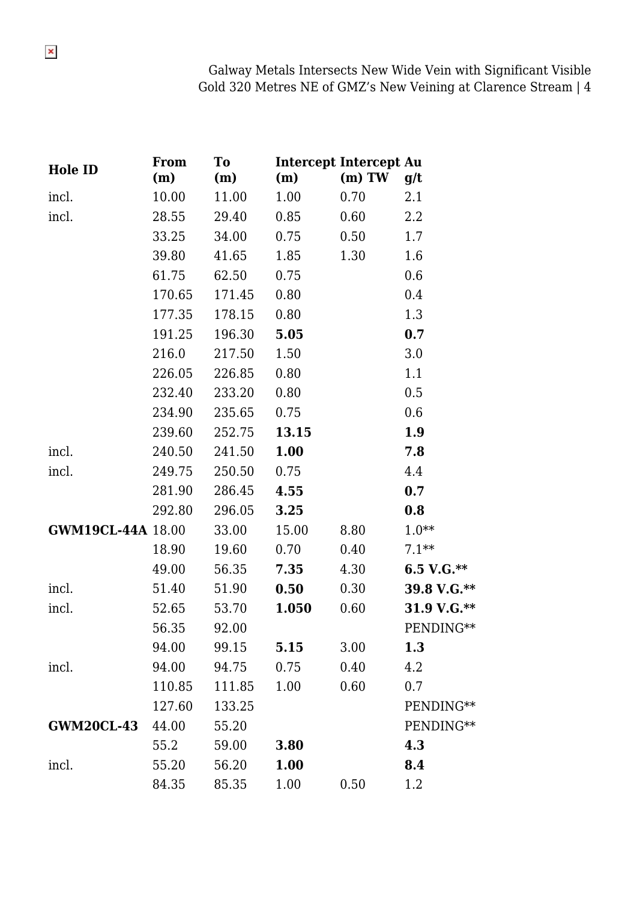| Hole ID | From (m) | To (m) | Intercept (m) | Intercept (m) TW | Au g/t |
|---|---|---|---|---|---|
| incl. | 10.00 | 11.00 | 1.00 | 0.70 | 2.1 |
| incl. | 28.55 | 29.40 | 0.85 | 0.60 | 2.2 |
| | 33.25 | 34.00 | 0.75 | 0.50 | 1.7 |
| | 39.80 | 41.65 | 1.85 | 1.30 | 1.6 |
| | 61.75 | 62.50 | 0.75 | | 0.6 |
| | 170.65 | 171.45 | 0.80 | | 0.4 |
| | 177.35 | 178.15 | 0.80 | | 1.3 |
| | 191.25 | 196.30 | **5.05** | | **0.7** |
| | 216.0 | 217.50 | 1.50 | | 3.0 |
| | 226.05 | 226.85 | 0.80 | | 1.1 |
| | 232.40 | 233.20 | 0.80 | | 0.5 |
| | 234.90 | 235.65 | 0.75 | | 0.6 |
| | 239.60 | 252.75 | **13.15** | | **1.9** |
| incl. | 240.50 | 241.50 | **1.00** | | **7.8** |
| incl. | 249.75 | 250.50 | 0.75 | | 4.4 |
| | 281.90 | 286.45 | **4.55** | | **0.7** |
| | 292.80 | 296.05 | **3.25** | | **0.8** |
| **GWM19CL-44A** | 18.00 | 33.00 | 15.00 | 8.80 | 1.0** |
| | 18.90 | 19.60 | 0.70 | 0.40 | 7.1** |
| | 49.00 | 56.35 | **7.35** | 4.30 | **6.5 V.G.** ** |
| incl. | 51.40 | 51.90 | **0.50** | 0.30 | **39.8 V.G.** ** |
| incl. | 52.65 | 53.70 | **1.050** | 0.60 | **31.9 V.G.** ** |
| | 56.35 | 92.00 | | | PENDING** |
| | 94.00 | 99.15 | **5.15** | 3.00 | **1.3** |
| incl. | 94.00 | 94.75 | 0.75 | 0.40 | 4.2 |
| | 110.85 | 111.85 | 1.00 | 0.60 | 0.7 |
| | 127.60 | 133.25 | | | PENDING** |
| **GWM20CL-43** | 44.00 | 55.20 | | | PENDING** |
| | 55.2 | 59.00 | **3.80** | | **4.3** |
| incl. | 55.20 | 56.20 | **1.00** | | **8.4** |
| | 84.35 | 85.35 | 1.00 | 0.50 | 1.2 |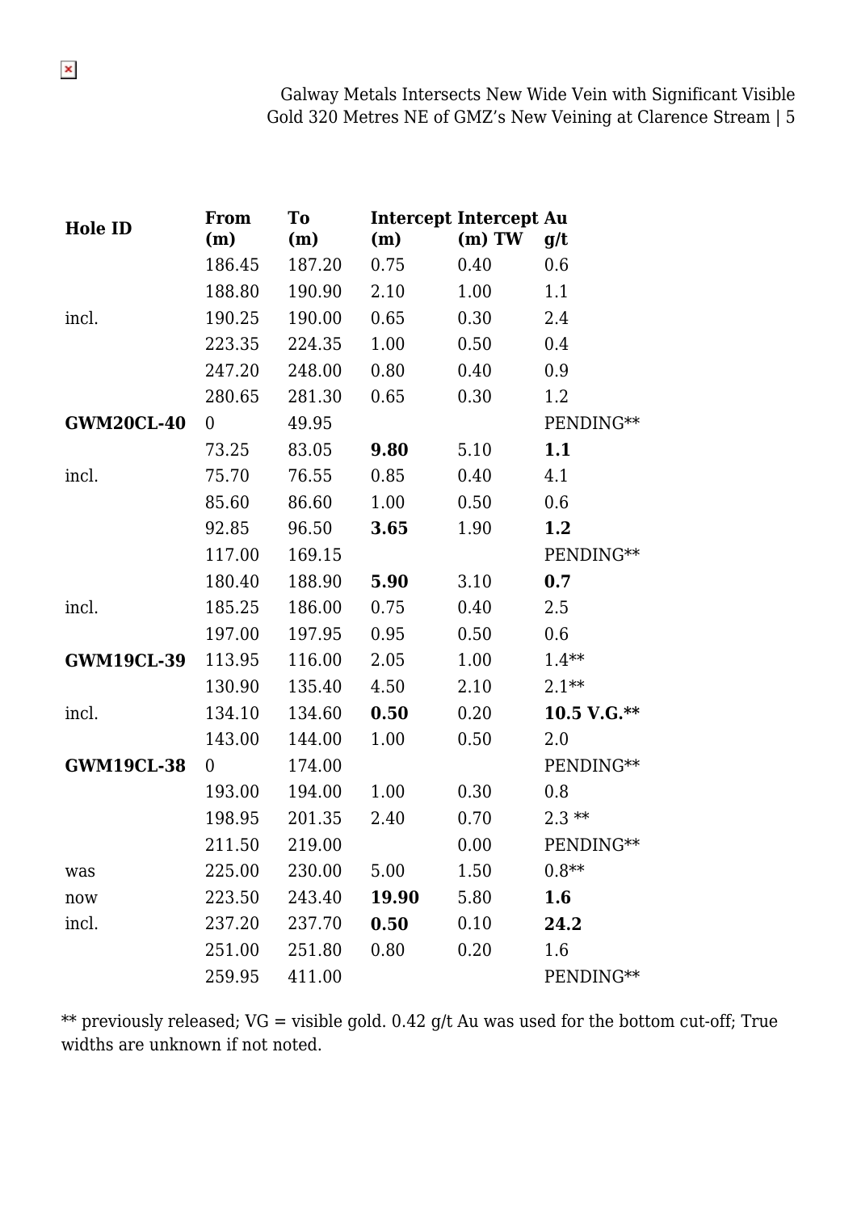| Hole ID | From (m) | To (m) | Intercept (m) | Intercept (m) TW | Au g/t |
|---|---|---|---|---|---|
| | 186.45 | 187.20 | 0.75 | 0.40 | 0.6 |
| | 188.80 | 190.90 | 2.10 | 1.00 | 1.1 |
| incl. | 190.25 | 190.00 | 0.65 | 0.30 | 2.4 |
| | 223.35 | 224.35 | 1.00 | 0.50 | 0.4 |
| | 247.20 | 248.00 | 0.80 | 0.40 | 0.9 |
| | 280.65 | 281.30 | 0.65 | 0.30 | 1.2 |
| **GWM20CL-40** | 0 | 49.95 | | | PENDING** |
| | 73.25 | 83.05 | **9.80** | 5.10 | **1.1** |
| incl. | 75.70 | 76.55 | 0.85 | 0.40 | 4.1 |
| | 85.60 | 86.60 | 1.00 | 0.50 | 0.6 |
| | 92.85 | 96.50 | **3.65** | 1.90 | **1.2** |
| | 117.00 | 169.15 | | | PENDING** |
| | 180.40 | 188.90 | **5.90** | 3.10 | **0.7** |
| incl. | 185.25 | 186.00 | 0.75 | 0.40 | 2.5 |
| | 197.00 | 197.95 | 0.95 | 0.50 | 0.6 |
| **GWM19CL-39** | 113.95 | 116.00 | 2.05 | 1.00 | 1.4** |
| | 130.90 | 135.40 | 4.50 | 2.10 | 2.1** |
| incl. | 134.10 | 134.60 | **0.50** | 0.20 | **10.5 V.G.**** |
| | 143.00 | 144.00 | 1.00 | 0.50 | 2.0 |
| **GWM19CL-38** | 0 | 174.00 | | | PENDING** |
| | 193.00 | 194.00 | 1.00 | 0.30 | 0.8 |
| | 198.95 | 201.35 | 2.40 | 0.70 | 2.3 ** |
| | 211.50 | 219.00 | | 0.00 | PENDING** |
| was | 225.00 | 230.00 | 5.00 | 1.50 | 0.8** |
| now | 223.50 | 243.40 | **19.90** | 5.80 | **1.6** |
| incl. | 237.20 | 237.70 | **0.50** | 0.10 | **24.2** |
| | 251.00 | 251.80 | 0.80 | 0.20 | 1.6 |
| | 259.95 | 411.00 | | | PENDING** |

** previously released; VG = visible gold. 0.42 g/t Au was used for the bottom cut-off; True widths are unknown if not noted.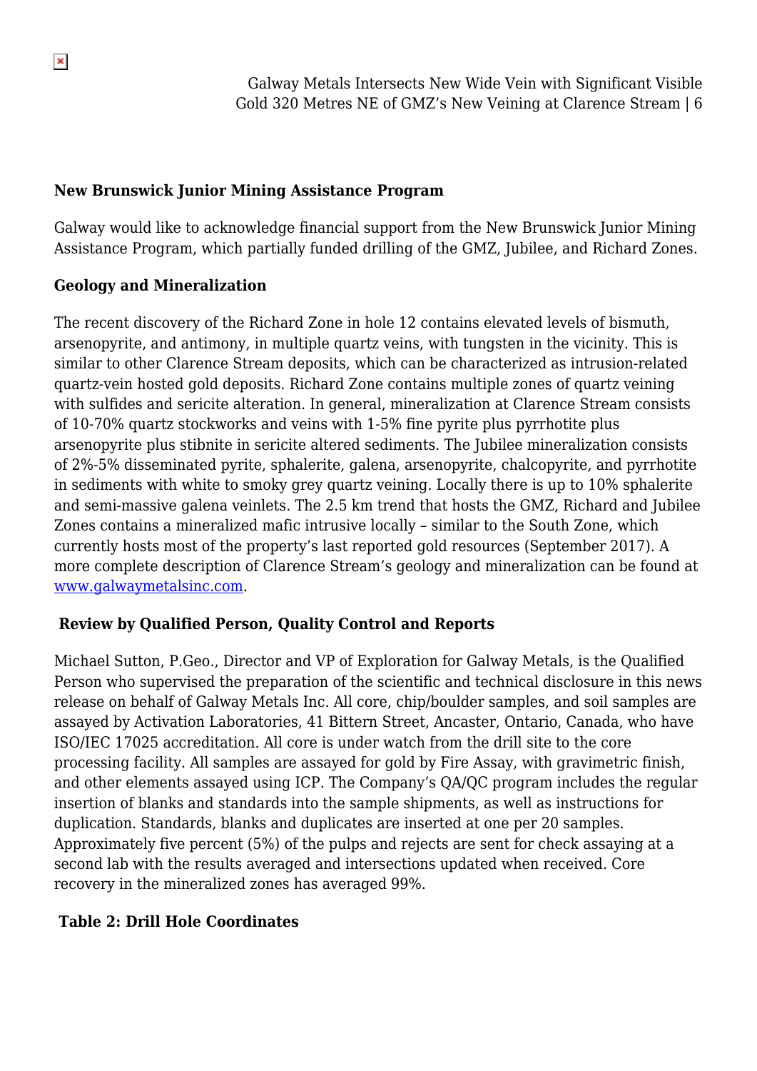**New Brunswick Junior Mining Assistance Program**

Galway would like to acknowledge financial support from the New Brunswick Junior Mining Assistance Program, which partially funded drilling of the GMZ, Jubilee, and Richard Zones.

**Geology and Mineralization**

The recent discovery of the Richard Zone in hole 12 contains elevated levels of bismuth, arsenopyrite, and antimony, in multiple quartz veins, with tungsten in the vicinity. This is similar to other Clarence Stream deposits, which can be characterized as intrusion-related quartz-vein hosted gold deposits. Richard Zone contains multiple zones of quartz veining with sulfides and sericite alteration. In general, mineralization at Clarence Stream consists of 10-70% quartz stockworks and veins with 1-5% fine pyrite plus pyrrhotite plus arsenopyrite plus stibnite in sericite altered sediments. The Jubilee mineralization consists of 2%-5% disseminated pyrite, sphalerite, galena, arsenopyrite, chalcopyrite, and pyrrhotite in sediments with white to smoky grey quartz veining. Locally there is up to 10% sphalerite and semi-massive galena veinlets. The 2.5 km trend that hosts the GMZ, Richard and Jubilee Zones contains a mineralized mafic intrusive locally – similar to the South Zone, which currently hosts most of the property's last reported gold resources (September 2017). A more complete description of Clarence Stream's geology and mineralization can be found at www.galwaymetalsinc.com.

**Review by Qualified Person, Quality Control and Reports**

Michael Sutton, P.Geo., Director and VP of Exploration for Galway Metals, is the Qualified Person who supervised the preparation of the scientific and technical disclosure in this news release on behalf of Galway Metals Inc. All core, chip/boulder samples, and soil samples are assayed by Activation Laboratories, 41 Bittern Street, Ancaster, Ontario, Canada, who have ISO/IEC 17025 accreditation. All core is under watch from the drill site to the core processing facility. All samples are assayed for gold by Fire Assay, with gravimetric finish, and other elements assayed using ICP. The Company's QA/QC program includes the regular insertion of blanks and standards into the sample shipments, as well as instructions for duplication. Standards, blanks and duplicates are inserted at one per 20 samples. Approximately five percent (5%) of the pulps and rejects are sent for check assaying at a second lab with the results averaged and intersections updated when received. Core recovery in the mineralized zones has averaged 99%.

**Table 2: Drill Hole Coordinates**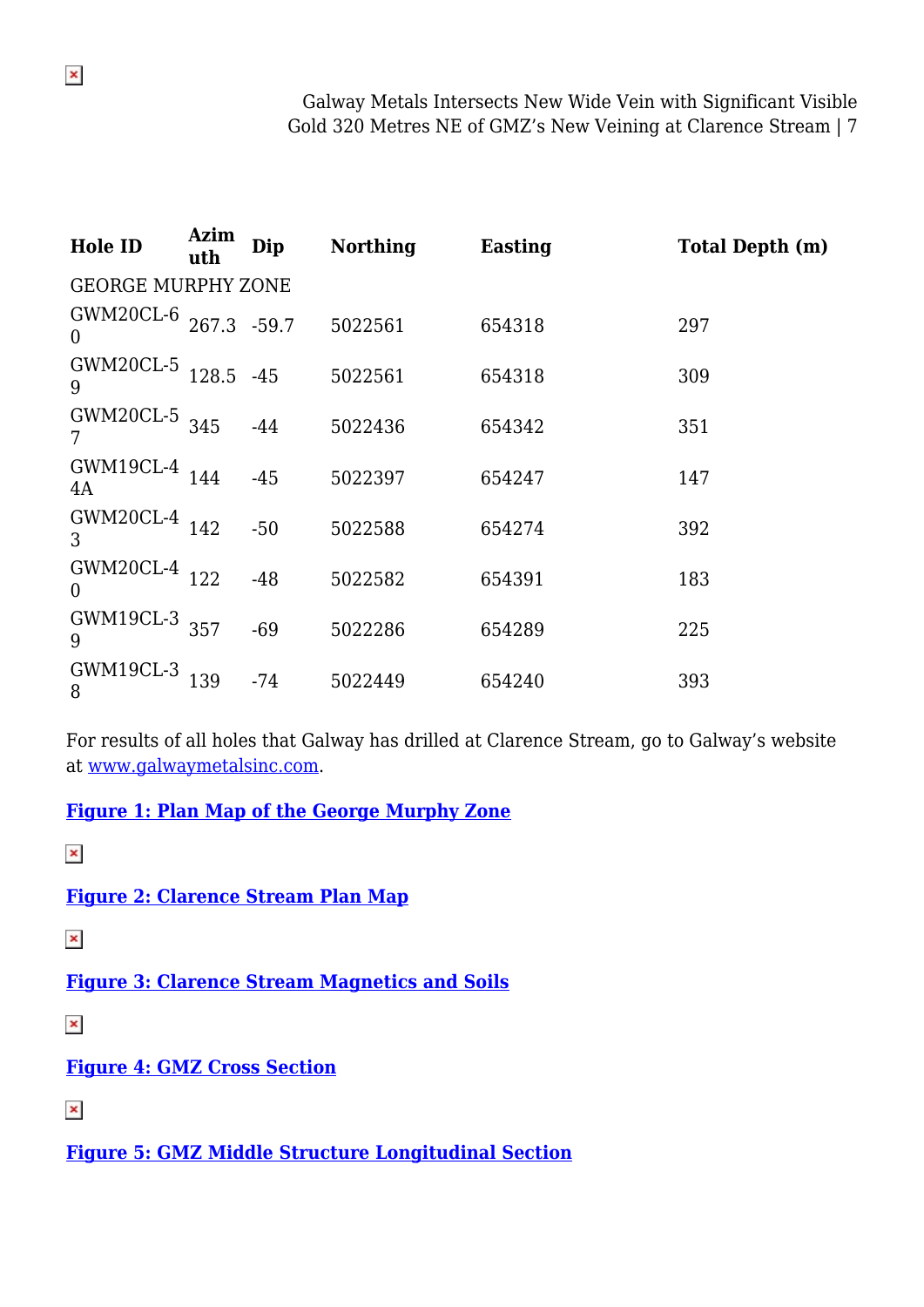| Hole ID | Azimuth | Dip | Northing | Easting | Total Depth (m) |
|---|---|---|---|---|---|
| GEORGE MURPHY ZONE | | | | | |
| GWM20CL-60 | 267.3 | -59.7 | 5022561 | 654318 | 297 |
| GWM20CL-59 | 128.5 | -45 | 5022561 | 654318 | 309 |
| GWM20CL-57 | 345 | -44 | 5022436 | 654342 | 351 |
| GWM19CL-44A | 144 | -45 | 5022397 | 654247 | 147 |
| GWM20CL-43 | 142 | -50 | 5022588 | 654274 | 392 |
| GWM20CL-40 | 122 | -48 | 5022582 | 654391 | 183 |
| GWM19CL-39 | 357 | -69 | 5022286 | 654289 | 225 |
| GWM19CL-38 | 139 | -74 | 5022449 | 654240 | 393 |

For results of all holes that Galway has drilled at Clarence Stream, go to Galway's website at [www.galwaymetalsinc.com](http://www.galwaymetalsinc.com).

**Figure 1: Plan Map of the George Murphy Zone**

**Figure 2: Clarence Stream Plan Map**

**Figure 3: Clarence Stream Magnetics and Soils**

**Figure 4: GMZ Cross Section**

**Figure 5: GMZ Middle Structure Longitudinal Section**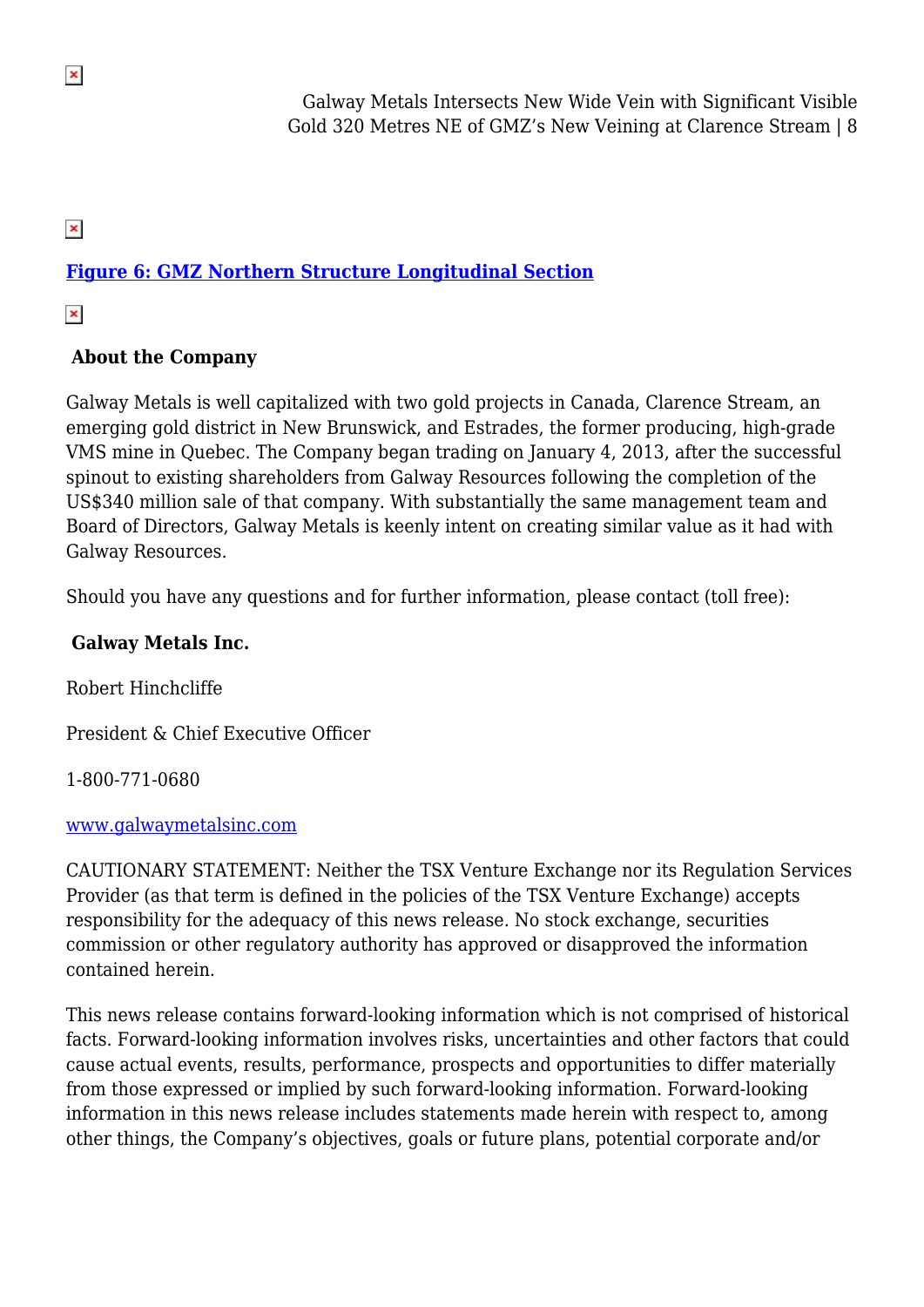**[Figure 6: GMZ Northern Structure Longitudinal Section](#)**

### About the Company

Galway Metals is well capitalized with two gold projects in Canada, Clarence Stream, an emerging gold district in New Brunswick, and Estrades, the former producing, high-grade VMS mine in Quebec. The Company began trading on January 4, 2013, after the successful spinout to existing shareholders from Galway Resources following the completion of the US$340 million sale of that company. With substantially the same management team and Board of Directors, Galway Metals is keenly intent on creating similar value as it had with Galway Resources.

Should you have any questions and for further information, please contact (toll free):

### Galway Metals Inc.

Robert Hinchcliffe

President & Chief Executive Officer

1-800-771-0680

[www.galwaymetalsinc.com](http://www.galwaymetalsinc.com)

CAUTIONARY STATEMENT: Neither the TSX Venture Exchange nor its Regulation Services Provider (as that term is defined in the policies of the TSX Venture Exchange) accepts responsibility for the adequacy of this news release. No stock exchange, securities commission or other regulatory authority has approved or disapproved the information contained herein.

This news release contains forward-looking information which is not comprised of historical facts. Forward-looking information involves risks, uncertainties and other factors that could cause actual events, results, performance, prospects and opportunities to differ materially from those expressed or implied by such forward-looking information. Forward-looking information in this news release includes statements made herein with respect to, among other things, the Company's objectives, goals or future plans, potential corporate and/or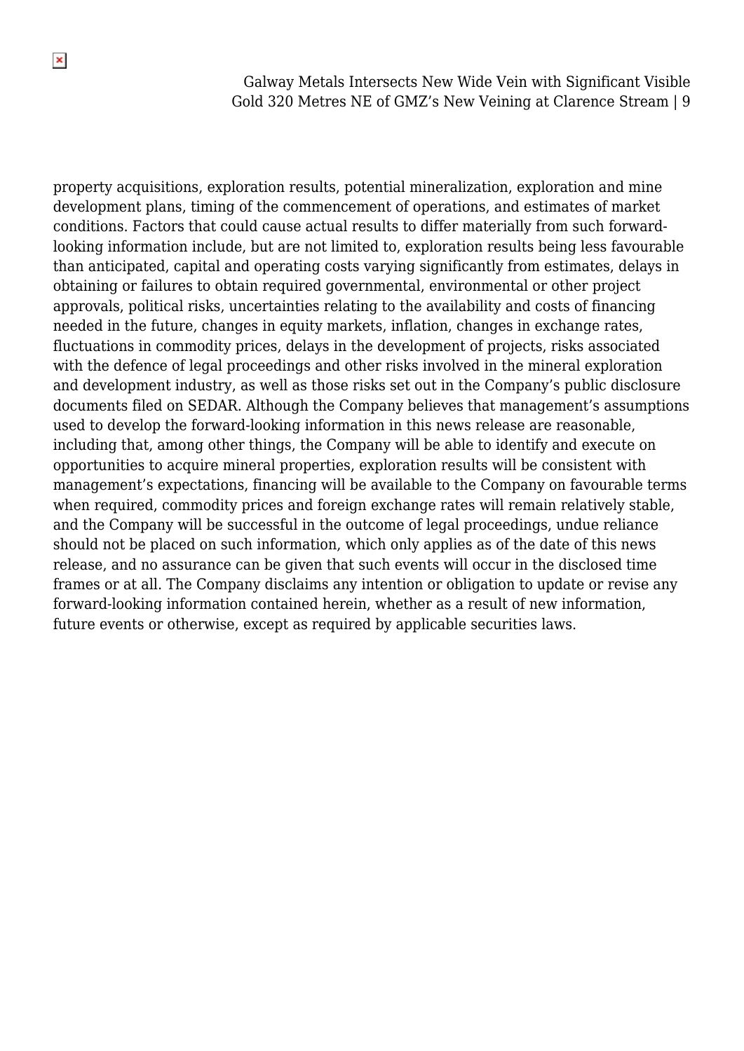property acquisitions, exploration results, potential mineralization, exploration and mine development plans, timing of the commencement of operations, and estimates of market conditions. Factors that could cause actual results to differ materially from such forward-looking information include, but are not limited to, exploration results being less favourable than anticipated, capital and operating costs varying significantly from estimates, delays in obtaining or failures to obtain required governmental, environmental or other project approvals, political risks, uncertainties relating to the availability and costs of financing needed in the future, changes in equity markets, inflation, changes in exchange rates, fluctuations in commodity prices, delays in the development of projects, risks associated with the defence of legal proceedings and other risks involved in the mineral exploration and development industry, as well as those risks set out in the Company's public disclosure documents filed on SEDAR. Although the Company believes that management's assumptions used to develop the forward-looking information in this news release are reasonable, including that, among other things, the Company will be able to identify and execute on opportunities to acquire mineral properties, exploration results will be consistent with management's expectations, financing will be available to the Company on favourable terms when required, commodity prices and foreign exchange rates will remain relatively stable, and the Company will be successful in the outcome of legal proceedings, undue reliance should not be placed on such information, which only applies as of the date of this news release, and no assurance can be given that such events will occur in the disclosed time frames or at all. The Company disclaims any intention or obligation to update or revise any forward-looking information contained herein, whether as a result of new information, future events or otherwise, except as required by applicable securities laws.